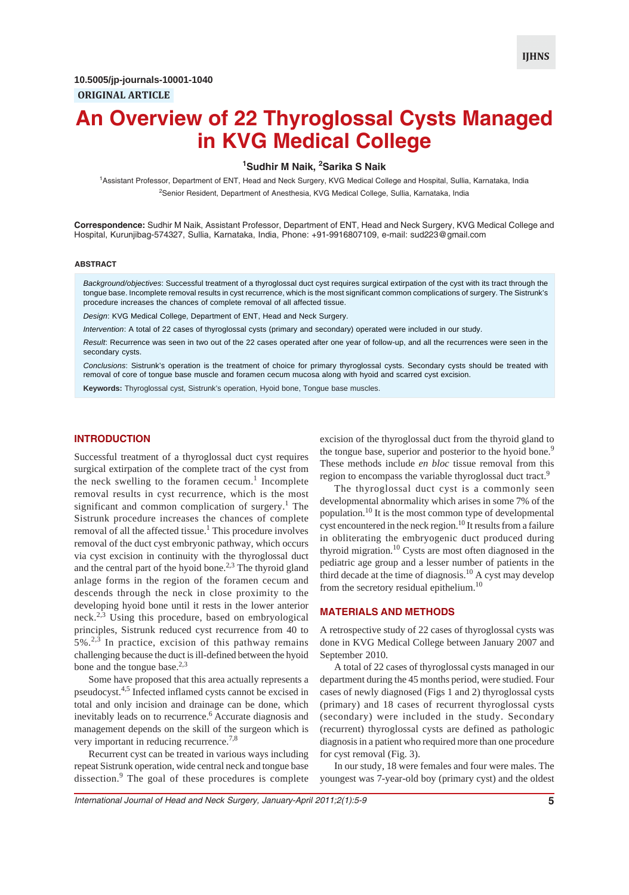10.5005/jp-journals-10001-1040

ORIGINAL ARTICLE

# An Overview of 22 Thyroglossal Cysts Managed in KVG Medical College

[1]Sudhir M Naik, [2]Sarika S Naik

[1]Assistant Professor, Department of ENT, Head and Neck Surgery, KVG Medical College and Hospital, Sullia, Karnataka, India

[2]Senior Resident, Department of Anesthesia, KVG Medical College, Sullia, Karnataka, India

**Correspondence:** Sudhir M Naik, Assistant Professor, Department of ENT, Head and Neck Surgery, KVG Medical College and Hospital, Kurunjibag-574327, Sullia, Karnataka, India, Phone: +91-9916807109, e-mail: sud223@gmail.com

### ABSTRACT

*Background/objectives*: Successful treatment of a thyroglossal duct cyst requires surgical extirpation of the cyst with its tract through the tongue base. Incomplete removal results in cyst recurrence, which is the most significant common complications of surgery. The Sistrunk's procedure increases the chances of complete removal of all affected tissue.

*Design*: KVG Medical College, Department of ENT, Head and Neck Surgery.

*Intervention*: A total of 22 cases of thyroglossal cysts (primary and secondary) operated were included in our study.

*Result*: Recurrence was seen in two out of the 22 cases operated after one year of follow-up, and all the recurrences were seen in the secondary cysts.

*Conclusions*: Sistrunk's operation is the treatment of choice for primary thyroglossal cysts. Secondary cysts should be treated with removal of core of tongue base muscle and foramen cecum mucosa along with hyoid and scarred cyst excision.

**Keywords:** Thyroglossal cyst, Sistrunk's operation, Hyoid bone, Tongue base muscles.

## INTRODUCTION

Successful treatment of a thyroglossal duct cyst requires surgical extirpation of the complete tract of the cyst from the neck swelling to the foramen cecum.[1] Incomplete removal results in cyst recurrence, which is the most significant and common complication of surgery.[1] The Sistrunk procedure increases the chances of complete removal of all the affected tissue.[1] This procedure involves removal of the duct cyst embryonic pathway, which occurs via cyst excision in continuity with the thyroglossal duct and the central part of the hyoid bone.[2,3] The thyroid gland anlage forms in the region of the foramen cecum and descends through the neck in close proximity to the developing hyoid bone until it rests in the lower anterior neck.[2,3] Using this procedure, based on embryological principles, Sistrunk reduced cyst recurrence from 40 to 5%.[2,3] In practice, excision of this pathway remains challenging because the duct is ill-defined between the hyoid bone and the tongue base.[2,3]

Some have proposed that this area actually represents a pseudocyst.[4,5] Infected inflamed cysts cannot be excised in total and only incision and drainage can be done, which inevitably leads on to recurrence.[6] Accurate diagnosis and management depends on the skill of the surgeon which is very important in reducing recurrence.[7,8]

Recurrent cyst can be treated in various ways including repeat Sistrunk operation, wide central neck and tongue base dissection.[9] The goal of these procedures is complete excision of the thyroglossal duct from the thyroid gland to the tongue base, superior and posterior to the hyoid bone.[9] These methods include *en bloc* tissue removal from this region to encompass the variable thyroglossal duct tract.[9]

The thyroglossal duct cyst is a commonly seen developmental abnormality which arises in some 7% of the population.[10] It is the most common type of developmental cyst encountered in the neck region.[10] It results from a failure in obliterating the embryogenic duct produced during thyroid migration.[10] Cysts are most often diagnosed in the pediatric age group and a lesser number of patients in the third decade at the time of diagnosis.[10] A cyst may develop from the secretory residual epithelium.[10]

## MATERIALS AND METHODS

A retrospective study of 22 cases of thyroglossal cysts was done in KVG Medical College between January 2007 and September 2010.

A total of 22 cases of thyroglossal cysts managed in our department during the 45 months period, were studied. Four cases of newly diagnosed (Figs 1 and 2) thyroglossal cysts (primary) and 18 cases of recurrent thyroglossal cysts (secondary) were included in the study. Secondary (recurrent) thyroglossal cysts are defined as pathologic diagnosis in a patient who required more than one procedure for cyst removal (Fig. 3).

In our study, 18 were females and four were males. The youngest was 7-year-old boy (primary cyst) and the oldest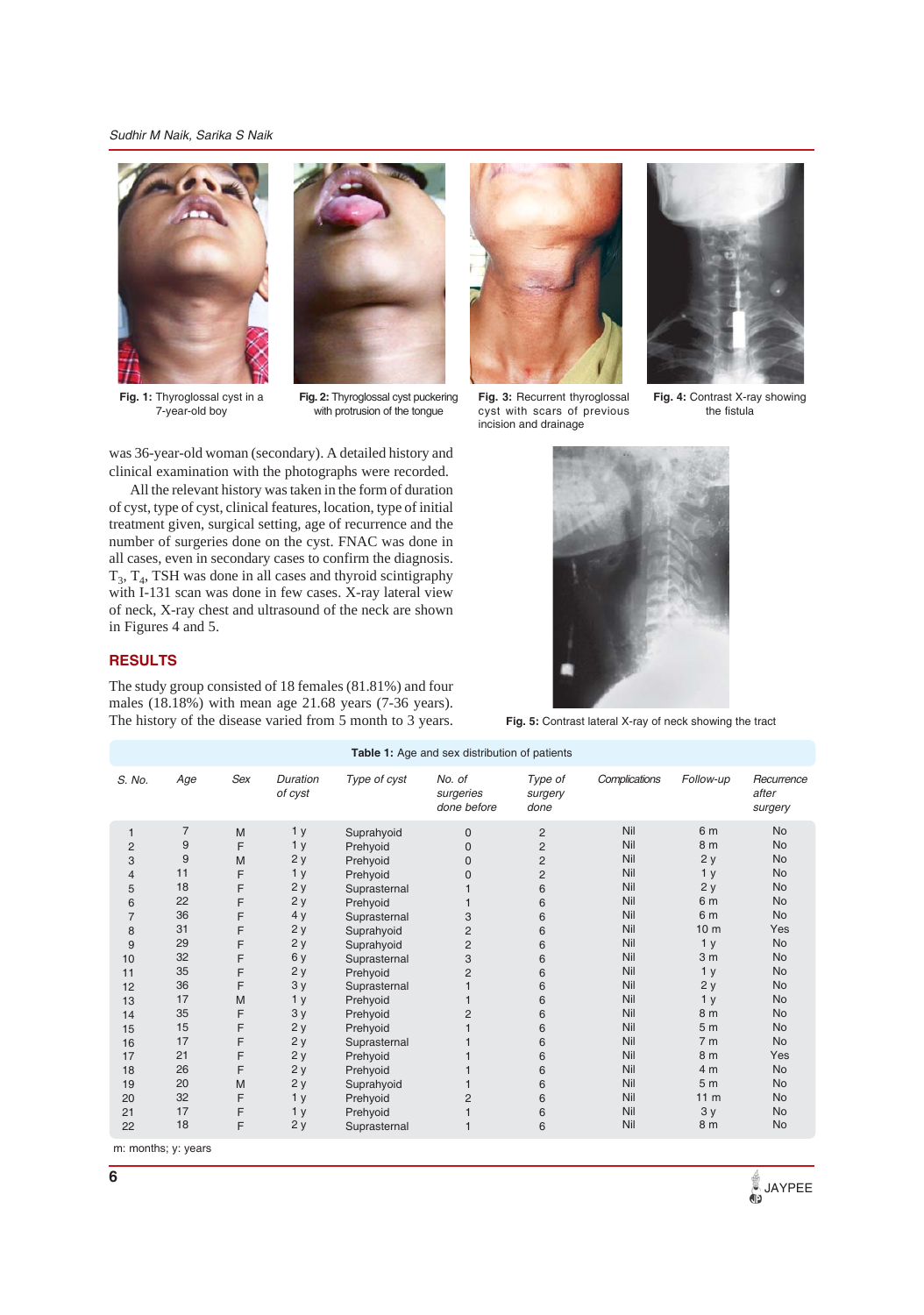Fig. 1: Thyroglossal cyst in a 7-year-old boy

Fig. 2: Thyroglossal cyst puckering with protrusion of the tongue

Fig. 3: Recurrent thyroglossal cyst with scars of previous incision and drainage

Fig. 4: Contrast X-ray showing the fistula

was 36-year-old woman (secondary). A detailed history and clinical examination with the photographs were recorded.

All the relevant history was taken in the form of duration of cyst, type of cyst, clinical features, location, type of initial treatment given, surgical setting, age of recurrence and the number of surgeries done on the cyst. FNAC was done in all cases, even in secondary cases to confirm the diagnosis. $T_3$, $T_4$, TSH was done in all cases and thyroid scintigraphy with I-131 scan was done in few cases. X-ray lateral view of neck, X-ray chest and ultrasound of the neck are shown in Figures 4 and 5.

Fig. 5: Contrast lateral X-ray of neck showing the tract

## RESULTS

The study group consisted of 18 females (81.81%) and four males (18.18%) with mean age 21.68 years (7-36 years). The history of the disease varied from 5 month to 3 years.

**Table 1:** Age and sex distribution of patients

| S. No. | Age | Sex | Duration of cyst | Type of cyst | No. of surgeries done before | Type of surgery done | Complications | Follow-up | Recurrence after surgery |
|---|---|---|---|---|---|---|---|---|---|
| 1 | 7 | M | 1 y | Suprahyoid | 0 | 2 | Nil | 6 m | No |
| 2 | 9 | F | 1 y | Prehyoid | 0 | 2 | Nil | 8 m | No |
| 3 | 9 | M | 2 y | Prehyoid | 0 | 2 | Nil | 2 y | No |
| 4 | 11 | F | 1 y | Prehyoid | 0 | 2 | Nil | 1 y | No |
| 5 | 18 | F | 2 y | Suprasternal | 1 | 6 | Nil | 2 y | No |
| 6 | 22 | F | 2 y | Prehyoid | 1 | 6 | Nil | 6 m | No |
| 7 | 36 | F | 4 y | Suprasternal | 3 | 6 | Nil | 6 m | No |
| 8 | 31 | F | 2 y | Suprahyoid | 2 | 6 | Nil | 10 m | Yes |
| 9 | 29 | F | 2 y | Suprahyoid | 2 | 6 | Nil | 1 y | No |
| 10 | 32 | F | 6 y | Suprasternal | 3 | 6 | Nil | 3 m | No |
| 11 | 35 | F | 2 y | Prehyoid | 2 | 6 | Nil | 1 y | No |
| 12 | 36 | F | 3 y | Suprasternal | 1 | 6 | Nil | 2 y | No |
| 13 | 17 | M | 1 y | Prehyoid | 1 | 6 | Nil | 1 y | No |
| 14 | 35 | F | 3 y | Prehyoid | 2 | 6 | Nil | 8 m | No |
| 15 | 15 | F | 2 y | Prehyoid | 1 | 6 | Nil | 5 m | No |
| 16 | 17 | F | 2 y | Suprasternal | 1 | 6 | Nil | 7 m | No |
| 17 | 21 | F | 2 y | Prehyoid | 1 | 6 | Nil | 8 m | Yes |
| 18 | 26 | F | 2 y | Prehyoid | 1 | 6 | Nil | 4 m | No |
| 19 | 20 | M | 2 y | Suprahyoid | 1 | 6 | Nil | 5 m | No |
| 20 | 32 | F | 1 y | Prehyoid | 2 | 6 | Nil | 11 m | No |
| 21 | 17 | F | 1 y | Prehyoid | 1 | 6 | Nil | 3 y | No |
| 22 | 18 | F | 2 y | Suprasternal | 1 | 6 | Nil | 8 m | No |

m: months; y: years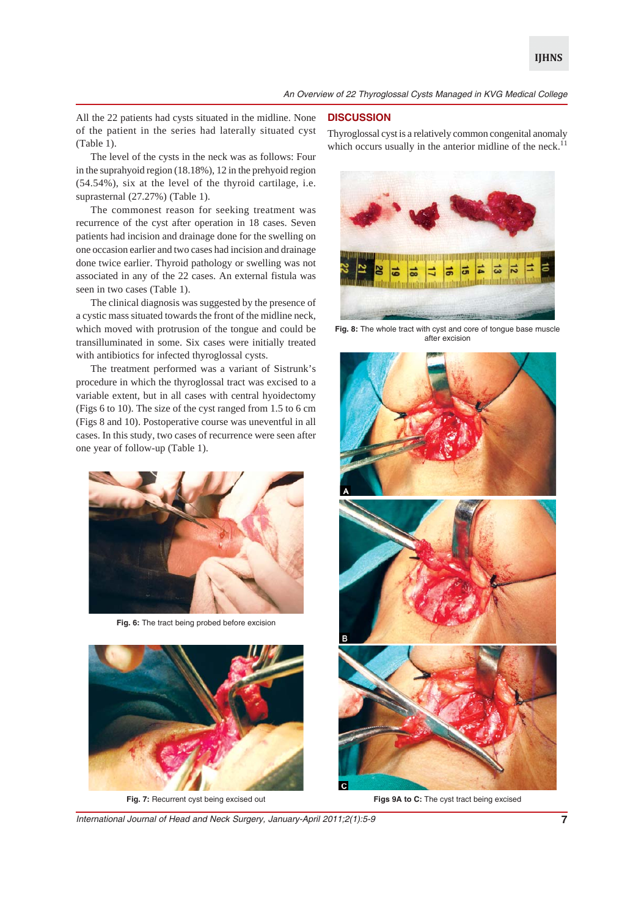All the 22 patients had cysts situated in the midline. None of the patient in the series had laterally situated cyst (Table 1).

The level of the cysts in the neck was as follows: Four in the suprahyoid region (18.18%), 12 in the prehyoid region (54.54%), six at the level of the thyroid cartilage, i.e. suprasternal (27.27%) (Table 1).

The commonest reason for seeking treatment was recurrence of the cyst after operation in 18 cases. Seven patients had incision and drainage done for the swelling on one occasion earlier and two cases had incision and drainage done twice earlier. Thyroid pathology or swelling was not associated in any of the 22 cases. An external fistula was seen in two cases (Table 1).

The clinical diagnosis was suggested by the presence of a cystic mass situated towards the front of the midline neck, which moved with protrusion of the tongue and could be transilluminated in some. Six cases were initially treated with antibiotics for infected thyroglossal cysts.

The treatment performed was a variant of Sistrunk's procedure in which the thyroglossal tract was excised to a variable extent, but in all cases with central hyoidectomy (Figs 6 to 10). The size of the cyst ranged from 1.5 to 6 cm (Figs 8 and 10). Postoperative course was uneventful in all cases. In this study, two cases of recurrence were seen after one year of follow-up (Table 1).

**Fig. 6:** The tract being probed before excision

**Fig. 7:** Recurrent cyst being excised out

## DISCUSSION

Thyroglossal cyst is a relatively common congenital anomaly which occurs usually in the anterior midline of the neck.[11]

**Fig. 8:** The whole tract with cyst and core of tongue base muscle after excision

**Figs 9A to C:** The cyst tract being excised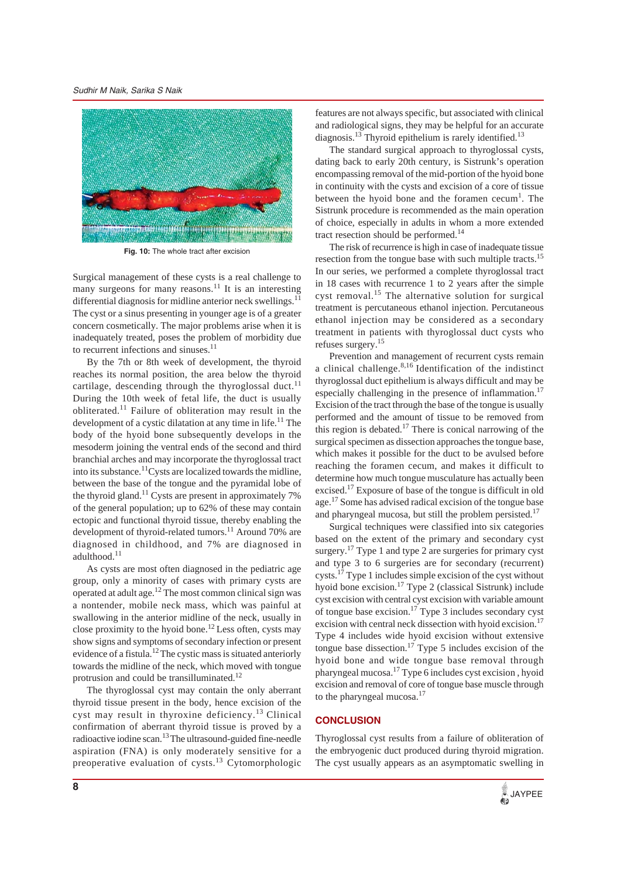Fig. 10: The whole tract after excision

Surgical management of these cysts is a real challenge to many surgeons for many reasons.[11] It is an interesting differential diagnosis for midline anterior neck swellings.[11] The cyst or a sinus presenting in younger age is of a greater concern cosmetically. The major problems arise when it is inadequately treated, poses the problem of morbidity due to recurrent infections and sinuses.[11]

By the 7th or 8th week of development, the thyroid reaches its normal position, the area below the thyroid cartilage, descending through the thyroglossal duct.[11] During the 10th week of fetal life, the duct is usually obliterated.[11] Failure of obliteration may result in the development of a cystic dilatation at any time in life.[11] The body of the hyoid bone subsequently develops in the mesoderm joining the ventral ends of the second and third branchial arches and may incorporate the thyroglossal tract into its substance.[11]Cysts are localized towards the midline, between the base of the tongue and the pyramidal lobe of the thyroid gland.[11] Cysts are present in approximately 7% of the general population; up to 62% of these may contain ectopic and functional thyroid tissue, thereby enabling the development of thyroid-related tumors.[11] Around 70% are diagnosed in childhood, and 7% are diagnosed in adulthood.[11]

As cysts are most often diagnosed in the pediatric age group, only a minority of cases with primary cysts are operated at adult age.[12] The most common clinical sign was a nontender, mobile neck mass, which was painful at swallowing in the anterior midline of the neck, usually in close proximity to the hyoid bone.[12] Less often, cysts may show signs and symptoms of secondary infection or present evidence of a fistula.[12] The cystic mass is situated anteriorly towards the midline of the neck, which moved with tongue protrusion and could be transilluminated.[12]

The thyroglossal cyst may contain the only aberrant thyroid tissue present in the body, hence excision of the cyst may result in thyroxine deficiency.[13] Clinical confirmation of aberrant thyroid tissue is proved by a radioactive iodine scan.[13] The ultrasound-guided fine-needle aspiration (FNA) is only moderately sensitive for a preoperative evaluation of cysts.[13] Cytomorphologic features are not always specific, but associated with clinical and radiological signs, they may be helpful for an accurate diagnosis.[13] Thyroid epithelium is rarely identified.[13]

The standard surgical approach to thyroglossal cysts, dating back to early 20th century, is Sistrunk's operation encompassing removal of the mid-portion of the hyoid bone in continuity with the cysts and excision of a core of tissue between the hyoid bone and the foramen cecum[1]. The Sistrunk procedure is recommended as the main operation of choice, especially in adults in whom a more extended tract resection should be performed.[14]

The risk of recurrence is high in case of inadequate tissue resection from the tongue base with such multiple tracts.[15] In our series, we performed a complete thyroglossal tract in 18 cases with recurrence 1 to 2 years after the simple cyst removal.[15] The alternative solution for surgical treatment is percutaneous ethanol injection. Percutaneous ethanol injection may be considered as a secondary treatment in patients with thyroglossal duct cysts who refuses surgery.[15]

Prevention and management of recurrent cysts remain a clinical challenge.[8,16] Identification of the indistinct thyroglossal duct epithelium is always difficult and may be especially challenging in the presence of inflammation.[17] Excision of the tract through the base of the tongue is usually performed and the amount of tissue to be removed from this region is debated.[17] There is conical narrowing of the surgical specimen as dissection approaches the tongue base, which makes it possible for the duct to be avulsed before reaching the foramen cecum, and makes it difficult to determine how much tongue musculature has actually been excised.[17] Exposure of base of the tongue is difficult in old age.[17] Some has advised radical excision of the tongue base and pharyngeal mucosa, but still the problem persisted.[17]

Surgical techniques were classified into six categories based on the extent of the primary and secondary cyst surgery.[17] Type 1 and type 2 are surgeries for primary cyst and type 3 to 6 surgeries are for secondary (recurrent) cysts.[17] Type 1 includes simple excision of the cyst without hyoid bone excision.[17] Type 2 (classical Sistrunk) include cyst excision with central cyst excision with variable amount of tongue base excision.[17] Type 3 includes secondary cyst excision with central neck dissection with hyoid excision.[17] Type 4 includes wide hyoid excision without extensive tongue base dissection.[17] Type 5 includes excision of the hyoid bone and wide tongue base removal through pharyngeal mucosa.[17] Type 6 includes cyst excision , hyoid excision and removal of core of tongue base muscle through to the pharyngeal mucosa.[17]

## CONCLUSION

Thyroglossal cyst results from a failure of obliteration of the embryogenic duct produced during thyroid migration. The cyst usually appears as an asymptomatic swelling in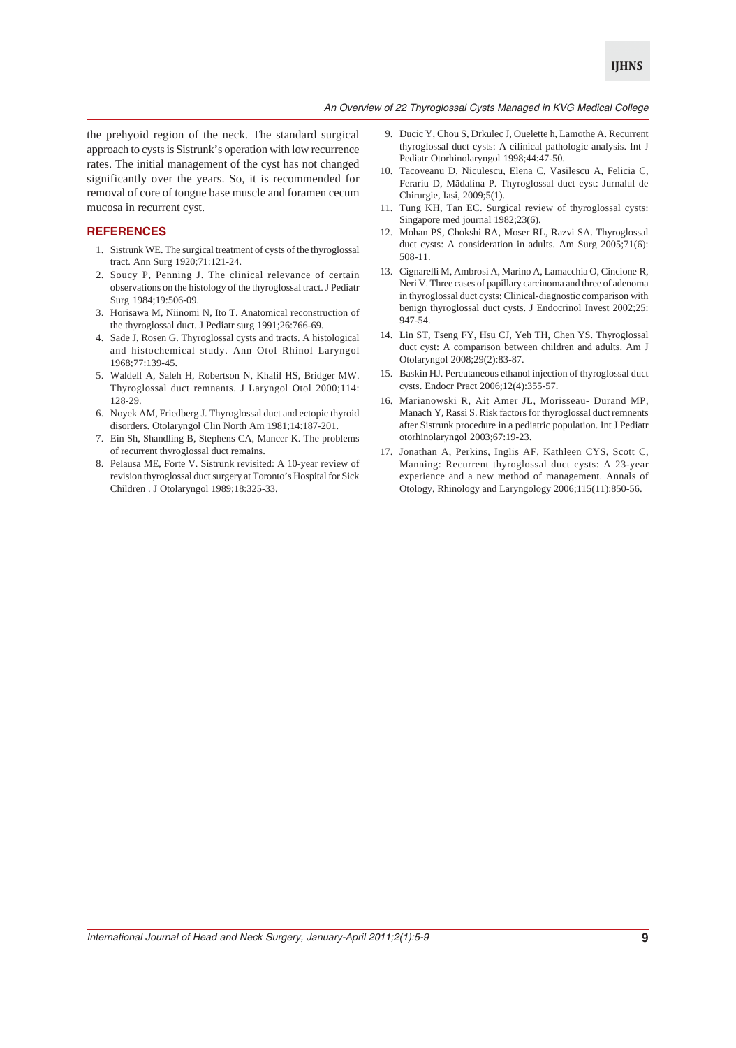the prehyoid region of the neck. The standard surgical approach to cysts is Sistrunk's operation with low recurrence rates. The initial management of the cyst has not changed significantly over the years. So, it is recommended for removal of core of tongue base muscle and foramen cecum mucosa in recurrent cyst.

## REFERENCES

1. Sistrunk WE. The surgical treatment of cysts of the thyroglossal tract. Ann Surg 1920;71:121-24.
2. Soucy P, Penning J. The clinical relevance of certain observations on the histology of the thyroglossal tract. J Pediatr Surg 1984;19:506-09.
3. Horisawa M, Niinomi N, Ito T. Anatomical reconstruction of the thyroglossal duct. J Pediatr surg 1991;26:766-69.
4. Sade J, Rosen G. Thyroglossal cysts and tracts. A histological and histochemical study. Ann Otol Rhinol Laryngol 1968;77:139-45.
5. Waldell A, Saleh H, Robertson N, Khalil HS, Bridger MW. Thyroglossal duct remnants. J Laryngol Otol 2000;114: 128-29.
6. Noyek AM, Friedberg J. Thyroglossal duct and ectopic thyroid disorders. Otolaryngol Clin North Am 1981;14:187-201.
7. Ein Sh, Shandling B, Stephens CA, Mancer K. The problems of recurrent thyroglossal duct remains.
8. Pelausa ME, Forte V. Sistrunk revisited: A 10-year review of revision thyroglossal duct surgery at Toronto's Hospital for Sick Children . J Otolaryngol 1989;18:325-33.
9. Ducic Y, Chou S, Drkulec J, Ouelette h, Lamothe A. Recurrent thyroglossal duct cysts: A cilinical pathologic analysis. Int J Pediatr Otorhinolaryngol 1998;44:47-50.
10. Tacoveanu D, Niculescu, Elena C, Vasilescu A, Felicia C, Ferariu D, Mădalina P. Thyroglossal duct cyst: Jurnalul de Chirurgie, Iasi, 2009;5(1).
11. Tung KH, Tan EC. Surgical review of thyroglossal cysts: Singapore med journal 1982;23(6).
12. Mohan PS, Chokshi RA, Moser RL, Razvi SA. Thyroglossal duct cysts: A consideration in adults. Am Surg 2005;71(6): 508-11.
13. Cignarelli M, Ambrosi A, Marino A, Lamacchia O, Cincione R, Neri V. Three cases of papillary carcinoma and three of adenoma in thyroglossal duct cysts: Clinical-diagnostic comparison with benign thyroglossal duct cysts. J Endocrinol Invest 2002;25: 947-54.
14. Lin ST, Tseng FY, Hsu CJ, Yeh TH, Chen YS. Thyroglossal duct cyst: A comparison between children and adults. Am J Otolaryngol 2008;29(2):83-87.
15. Baskin HJ. Percutaneous ethanol injection of thyroglossal duct cysts. Endocr Pract 2006;12(4):355-57.
16. Marianowski R, Ait Amer JL, Morisseau- Durand MP, Manach Y, Rassi S. Risk factors for thyroglossal duct remnents after Sistrunk procedure in a pediatric population. Int J Pediatr otorhinolaryngol 2003;67:19-23.
17. Jonathan A, Perkins, Inglis AF, Kathleen CYS, Scott C, Manning: Recurrent thyroglossal duct cysts: A 23-year experience and a new method of management. Annals of Otology, Rhinology and Laryngology 2006;115(11):850-56.